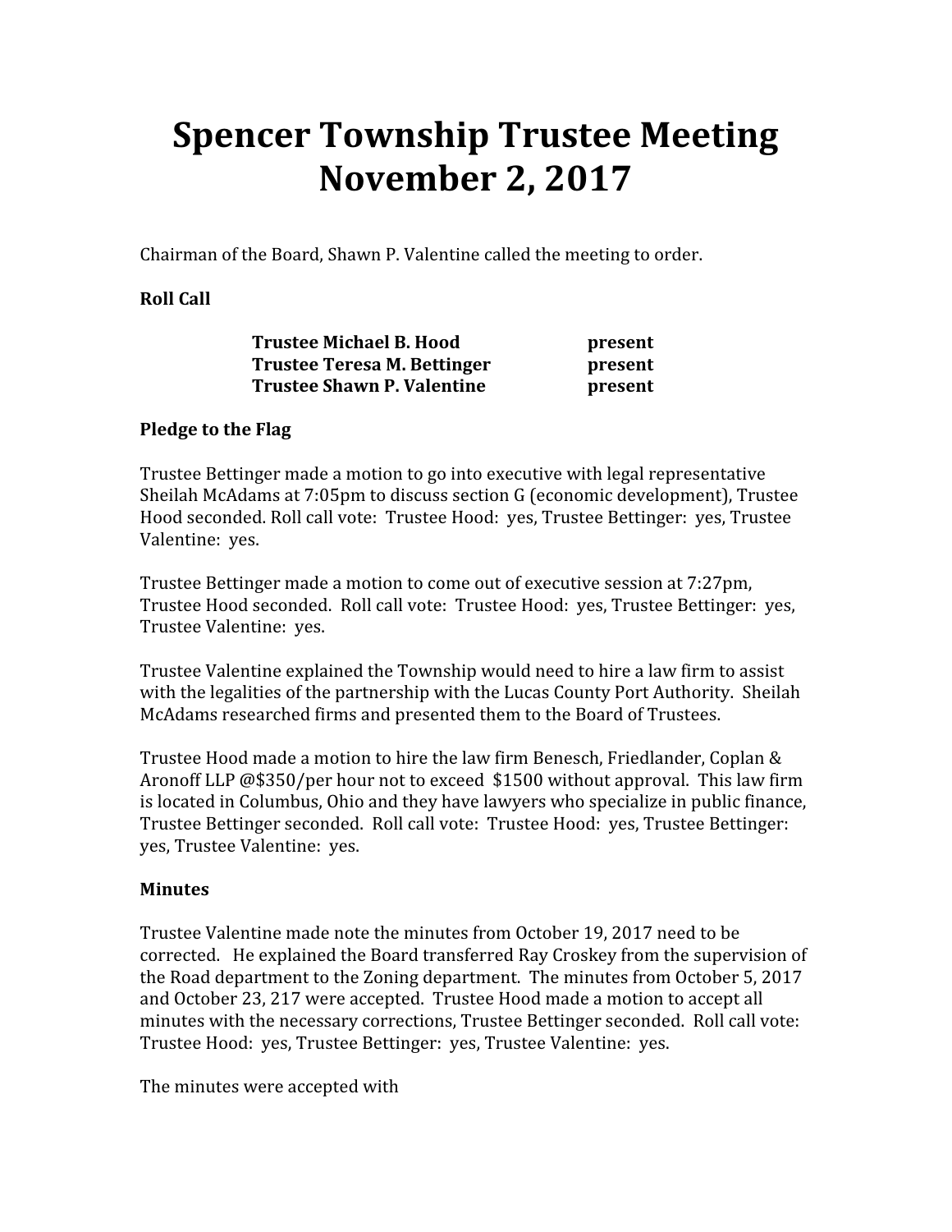# Spencer Township Trustee Meeting
# November 2, 2017

Chairman of the Board, Shawn P. Valentine called the meeting to order.

**Roll Call**

| | |
|---|---|
| **Trustee Michael B. Hood** | **present** |
| **Trustee Teresa M. Bettinger** | **present** |
| **Trustee Shawn P. Valentine** | **present** |

**Pledge to the Flag**

Trustee Bettinger made a motion to go into executive with legal representative Sheilah McAdams at 7:05pm to discuss section G (economic development), Trustee Hood seconded. Roll call vote: Trustee Hood: yes, Trustee Bettinger: yes, Trustee Valentine: yes.

Trustee Bettinger made a motion to come out of executive session at 7:27pm, Trustee Hood seconded. Roll call vote: Trustee Hood: yes, Trustee Bettinger: yes, Trustee Valentine: yes.

Trustee Valentine explained the Township would need to hire a law firm to assist with the legalities of the partnership with the Lucas County Port Authority. Sheilah McAdams researched firms and presented them to the Board of Trustees.

Trustee Hood made a motion to hire the law firm Benesch, Friedlander, Coplan & Aronoff LLP @$350/per hour not to exceed $1500 without approval. This law firm is located in Columbus, Ohio and they have lawyers who specialize in public finance, Trustee Bettinger seconded. Roll call vote: Trustee Hood: yes, Trustee Bettinger: yes, Trustee Valentine: yes.

**Minutes**

Trustee Valentine made note the minutes from October 19, 2017 need to be corrected. He explained the Board transferred Ray Croskey from the supervision of the Road department to the Zoning department. The minutes from October 5, 2017 and October 23, 217 were accepted. Trustee Hood made a motion to accept all minutes with the necessary corrections, Trustee Bettinger seconded. Roll call vote: Trustee Hood: yes, Trustee Bettinger: yes, Trustee Valentine: yes.

The minutes were accepted with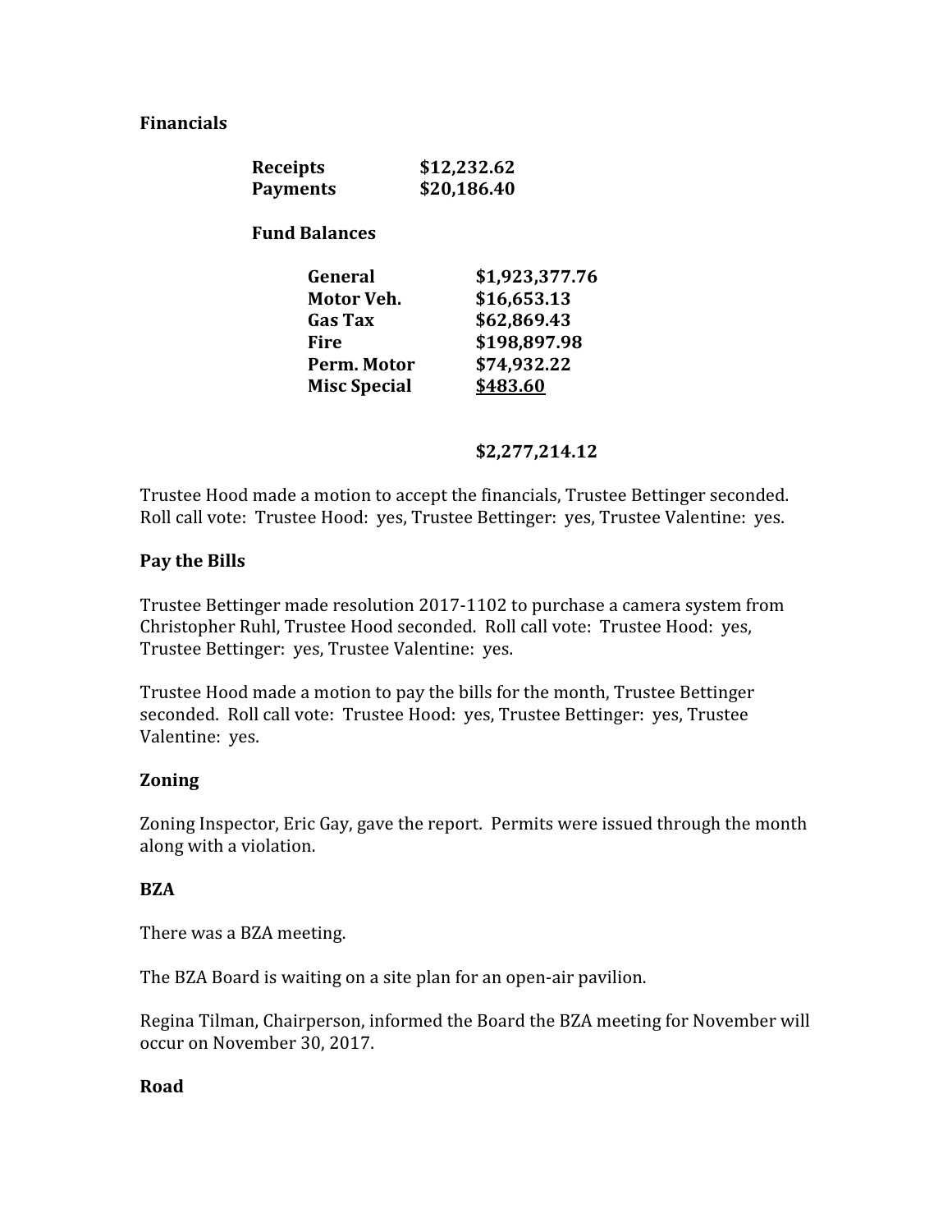**Financials**

| | |
|---|---|
| **Receipts** | **$12,232.62** |
| **Payments** | **$20,186.40** |

**Fund Balances**

| | |
|---|---|
| **General** | **$1,923,377.76** |
| **Motor Veh.** | **$16,653.13** |
| **Gas Tax** | **$62,869.43** |
| **Fire** | **$198,897.98** |
| **Perm. Motor** | **$74,932.22** |
| **Misc Special** | **$483.60** |
| | **$2,277,214.12** |

Trustee Hood made a motion to accept the financials, Trustee Bettinger seconded. Roll call vote: Trustee Hood: yes, Trustee Bettinger: yes, Trustee Valentine: yes.

**Pay the Bills**

Trustee Bettinger made resolution 2017-1102 to purchase a camera system from Christopher Ruhl, Trustee Hood seconded. Roll call vote: Trustee Hood: yes, Trustee Bettinger: yes, Trustee Valentine: yes.

Trustee Hood made a motion to pay the bills for the month, Trustee Bettinger seconded. Roll call vote: Trustee Hood: yes, Trustee Bettinger: yes, Trustee Valentine: yes.

**Zoning**

Zoning Inspector, Eric Gay, gave the report. Permits were issued through the month along with a violation.

**BZA**

There was a BZA meeting.

The BZA Board is waiting on a site plan for an open-air pavilion.

Regina Tilman, Chairperson, informed the Board the BZA meeting for November will occur on November 30, 2017.

**Road**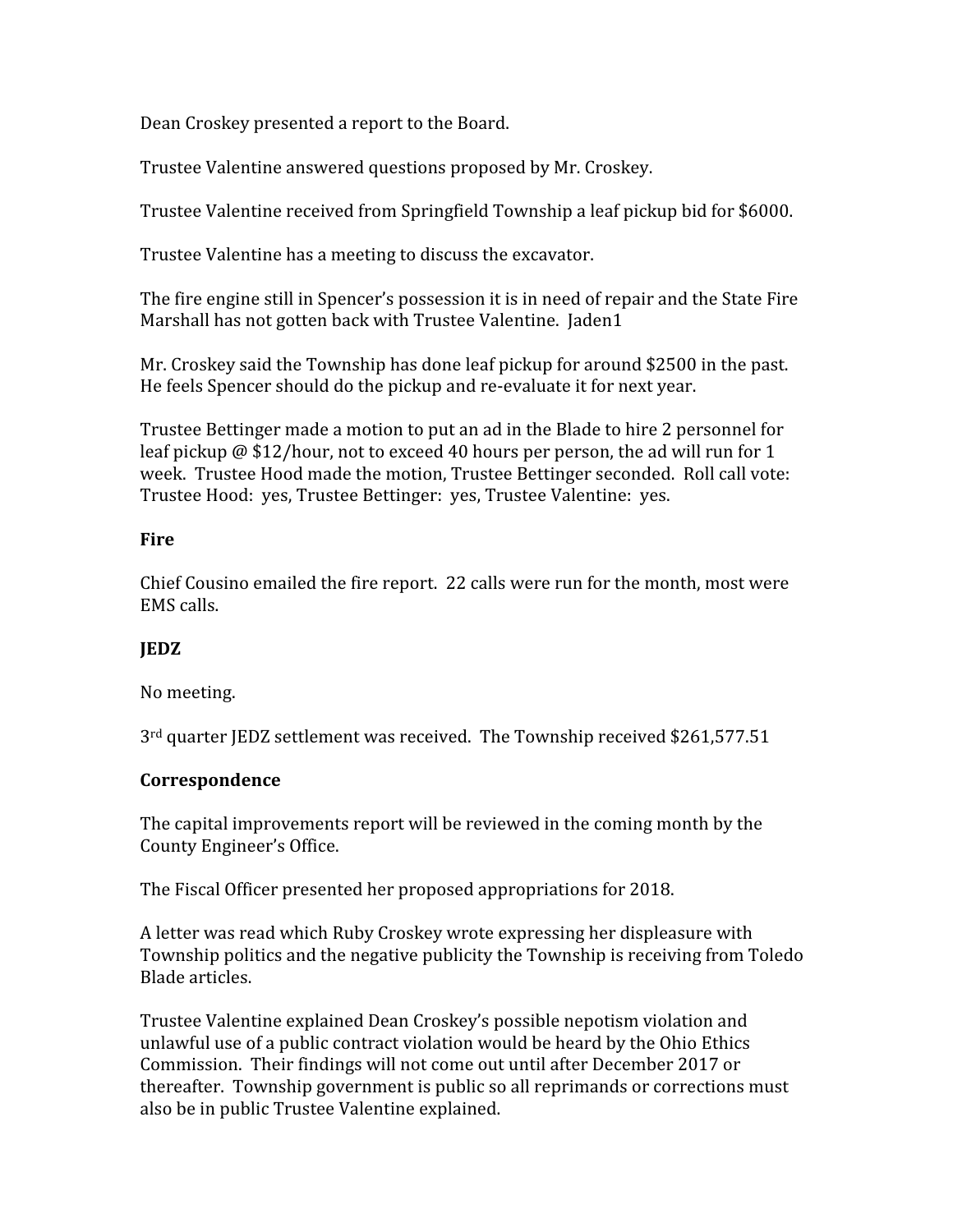Dean Croskey presented a report to the Board.

Trustee Valentine answered questions proposed by Mr. Croskey.

Trustee Valentine received from Springfield Township a leaf pickup bid for $6000.

Trustee Valentine has a meeting to discuss the excavator.

The fire engine still in Spencer's possession it is in need of repair and the State Fire Marshall has not gotten back with Trustee Valentine. Jaden1

Mr. Croskey said the Township has done leaf pickup for around $2500 in the past. He feels Spencer should do the pickup and re-evaluate it for next year.

Trustee Bettinger made a motion to put an ad in the Blade to hire 2 personnel for leaf pickup @ $12/hour, not to exceed 40 hours per person, the ad will run for 1 week. Trustee Hood made the motion, Trustee Bettinger seconded. Roll call vote: Trustee Hood: yes, Trustee Bettinger: yes, Trustee Valentine: yes.

**Fire**

Chief Cousino emailed the fire report. 22 calls were run for the month, most were EMS calls.

**JEDZ**

No meeting.

3rd quarter JEDZ settlement was received. The Township received $261,577.51

**Correspondence**

The capital improvements report will be reviewed in the coming month by the County Engineer's Office.

The Fiscal Officer presented her proposed appropriations for 2018.

A letter was read which Ruby Croskey wrote expressing her displeasure with Township politics and the negative publicity the Township is receiving from Toledo Blade articles.

Trustee Valentine explained Dean Croskey's possible nepotism violation and unlawful use of a public contract violation would be heard by the Ohio Ethics Commission. Their findings will not come out until after December 2017 or thereafter. Township government is public so all reprimands or corrections must also be in public Trustee Valentine explained.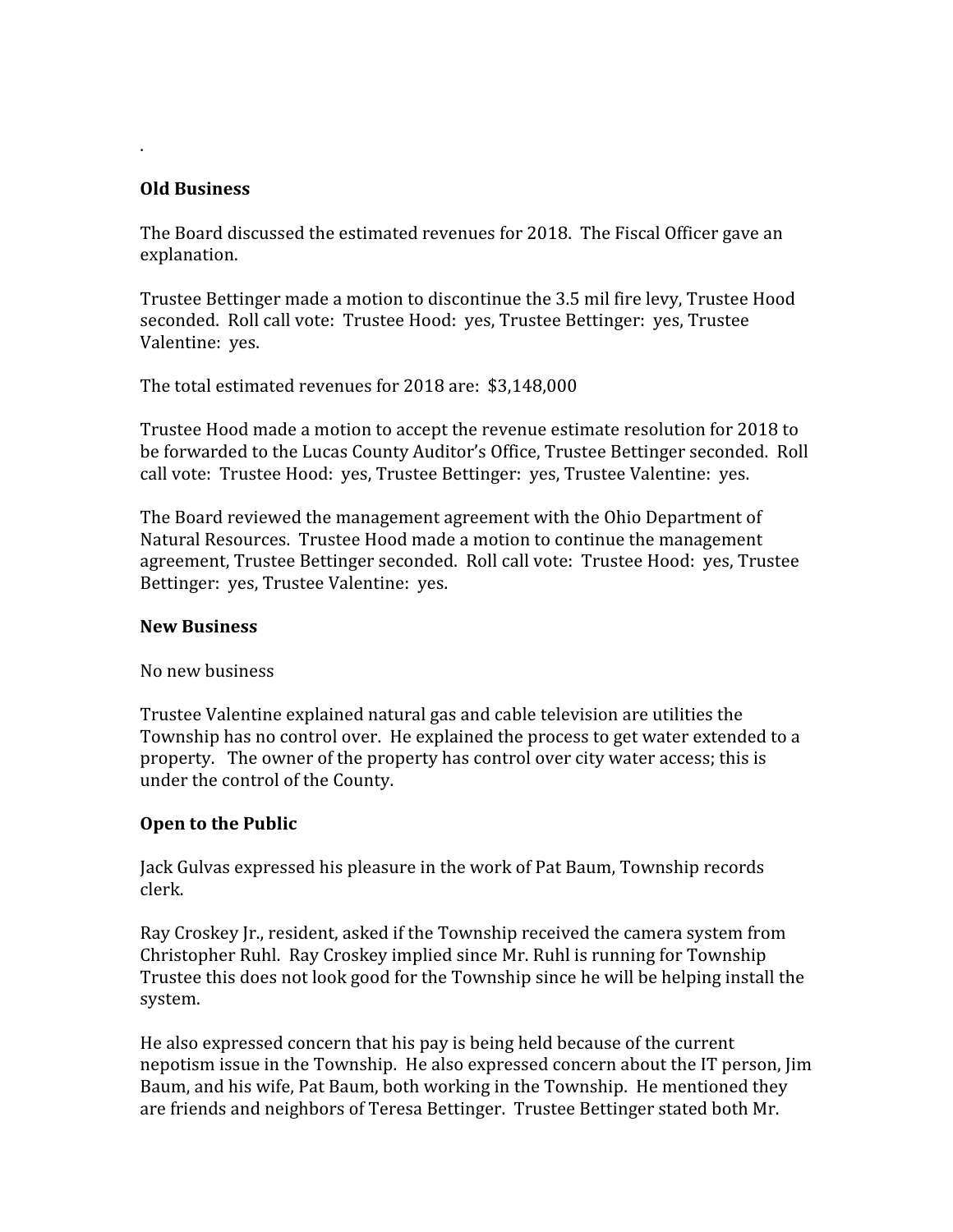.

**Old Business**

The Board discussed the estimated revenues for 2018. The Fiscal Officer gave an explanation.

Trustee Bettinger made a motion to discontinue the 3.5 mil fire levy, Trustee Hood seconded. Roll call vote: Trustee Hood: yes, Trustee Bettinger: yes, Trustee Valentine: yes.

The total estimated revenues for 2018 are: $3,148,000

Trustee Hood made a motion to accept the revenue estimate resolution for 2018 to be forwarded to the Lucas County Auditor's Office, Trustee Bettinger seconded. Roll call vote: Trustee Hood: yes, Trustee Bettinger: yes, Trustee Valentine: yes.

The Board reviewed the management agreement with the Ohio Department of Natural Resources. Trustee Hood made a motion to continue the management agreement, Trustee Bettinger seconded. Roll call vote: Trustee Hood: yes, Trustee Bettinger: yes, Trustee Valentine: yes.

**New Business**

No new business

Trustee Valentine explained natural gas and cable television are utilities the Township has no control over. He explained the process to get water extended to a property. The owner of the property has control over city water access; this is under the control of the County.

**Open to the Public**

Jack Gulvas expressed his pleasure in the work of Pat Baum, Township records clerk.

Ray Croskey Jr., resident, asked if the Township received the camera system from Christopher Ruhl. Ray Croskey implied since Mr. Ruhl is running for Township Trustee this does not look good for the Township since he will be helping install the system.

He also expressed concern that his pay is being held because of the current nepotism issue in the Township. He also expressed concern about the IT person, Jim Baum, and his wife, Pat Baum, both working in the Township. He mentioned they are friends and neighbors of Teresa Bettinger. Trustee Bettinger stated both Mr.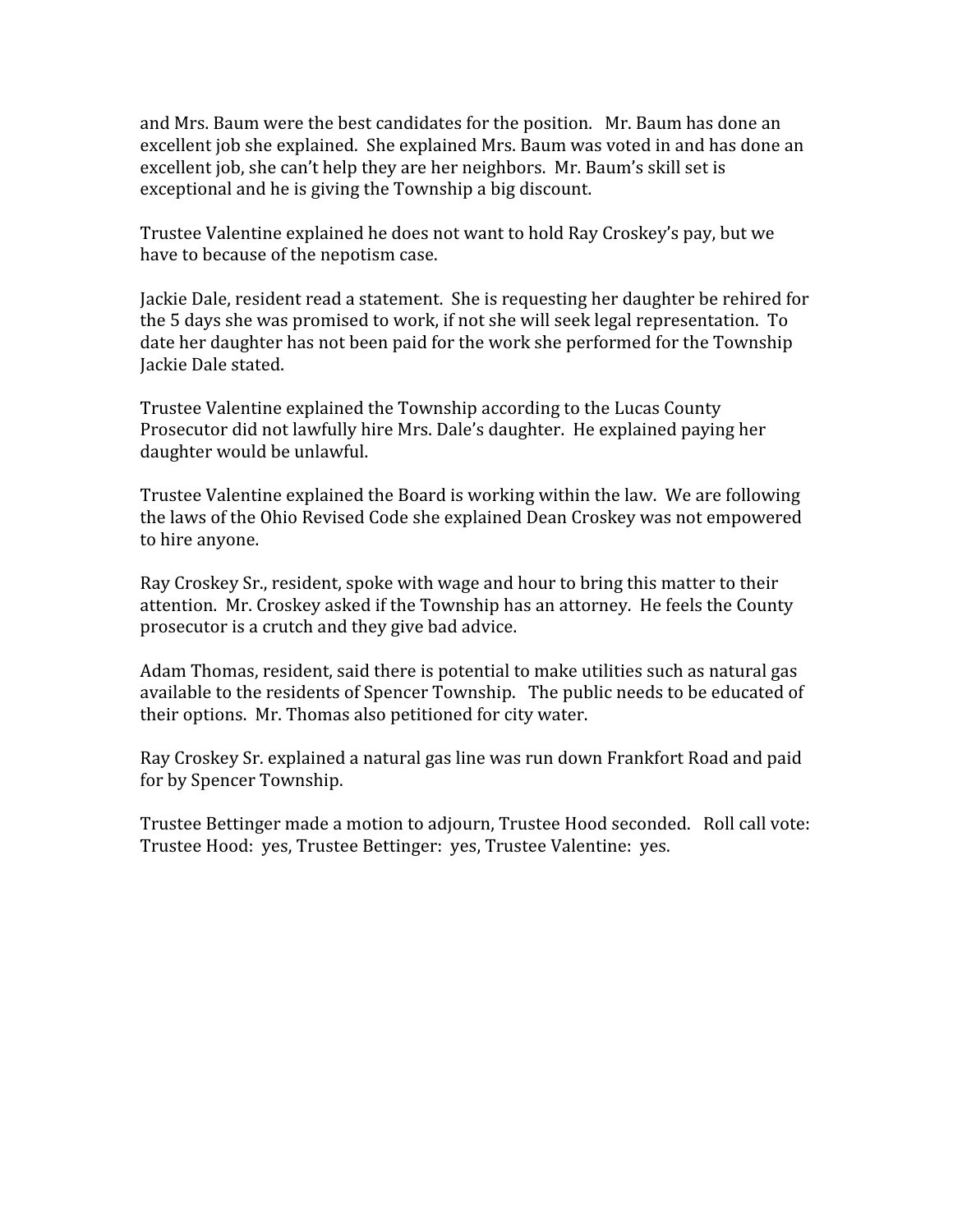and Mrs. Baum were the best candidates for the position. Mr. Baum has done an excellent job she explained. She explained Mrs. Baum was voted in and has done an excellent job, she can't help they are her neighbors. Mr. Baum's skill set is exceptional and he is giving the Township a big discount.

Trustee Valentine explained he does not want to hold Ray Croskey's pay, but we have to because of the nepotism case.

Jackie Dale, resident read a statement. She is requesting her daughter be rehired for the 5 days she was promised to work, if not she will seek legal representation. To date her daughter has not been paid for the work she performed for the Township Jackie Dale stated.

Trustee Valentine explained the Township according to the Lucas County Prosecutor did not lawfully hire Mrs. Dale's daughter. He explained paying her daughter would be unlawful.

Trustee Valentine explained the Board is working within the law. We are following the laws of the Ohio Revised Code she explained Dean Croskey was not empowered to hire anyone.

Ray Croskey Sr., resident, spoke with wage and hour to bring this matter to their attention. Mr. Croskey asked if the Township has an attorney. He feels the County prosecutor is a crutch and they give bad advice.

Adam Thomas, resident, said there is potential to make utilities such as natural gas available to the residents of Spencer Township. The public needs to be educated of their options. Mr. Thomas also petitioned for city water.

Ray Croskey Sr. explained a natural gas line was run down Frankfort Road and paid for by Spencer Township.

Trustee Bettinger made a motion to adjourn, Trustee Hood seconded. Roll call vote: Trustee Hood: yes, Trustee Bettinger: yes, Trustee Valentine: yes.